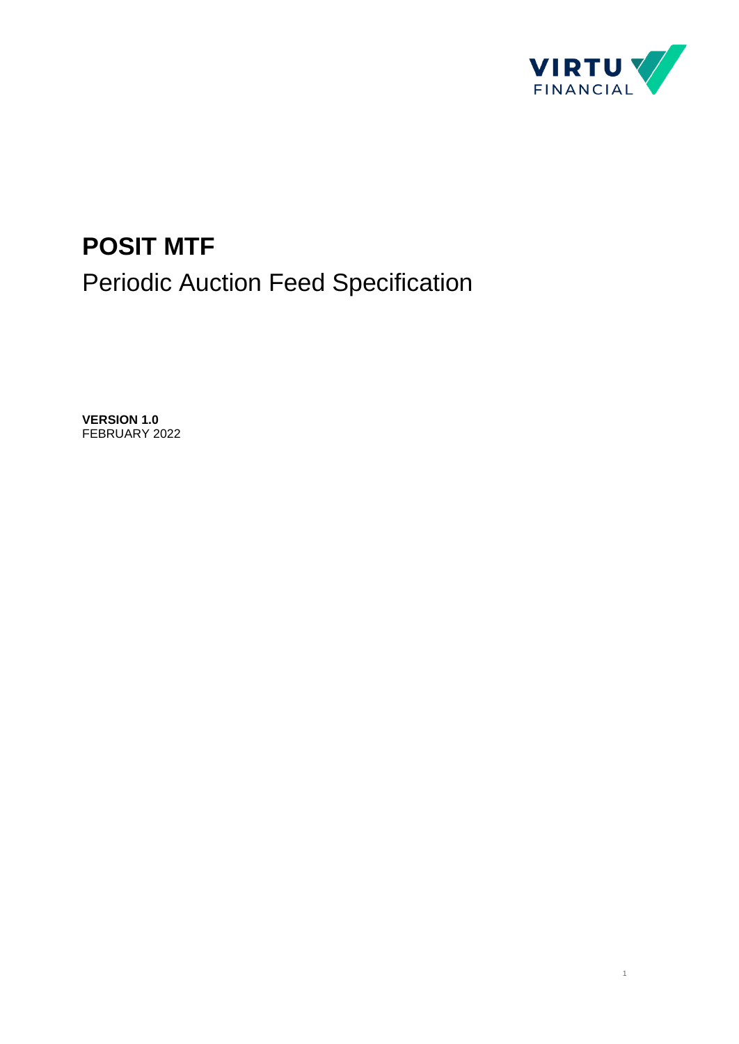# POSIT MTF

## Periodic Auction Feed Specification

**VERSION 1.0**
FEBRUARY 2022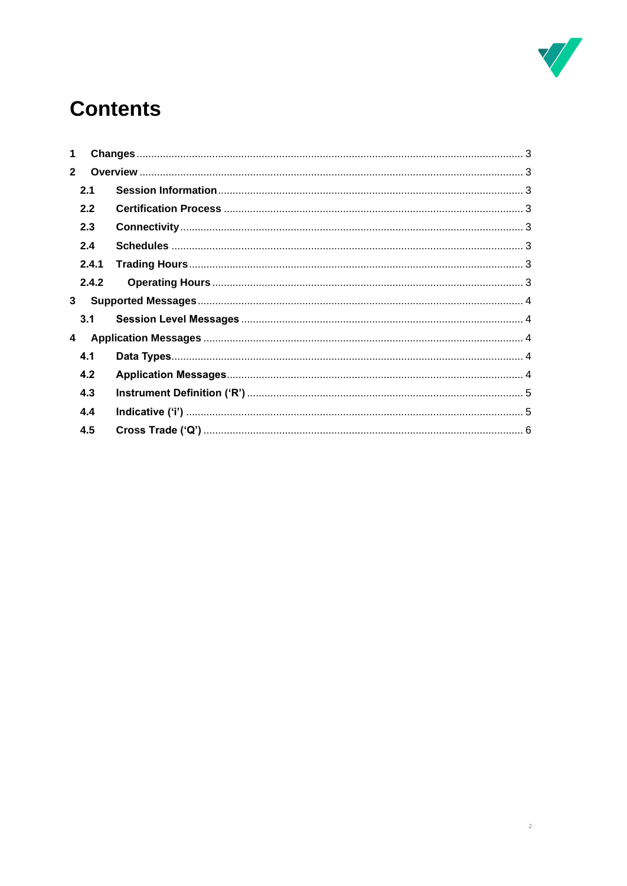# Contents

1 Changes ..... 3
2 Overview ..... 3
 2.1 Session Information ..... 3
 2.2 Certification Process ..... 3
 2.3 Connectivity ..... 3
 2.4 Schedules ..... 3
 2.4.1 Trading Hours ..... 3
 2.4.2 Operating Hours ..... 3
3 Supported Messages ..... 4
 3.1 Session Level Messages ..... 4
4 Application Messages ..... 4
 4.1 Data Types ..... 4
 4.2 Application Messages ..... 4
 4.3 Instrument Definition (‘R’) ..... 5
 4.4 Indicative (‘i’) ..... 5
 4.5 Cross Trade (‘Q’) ..... 6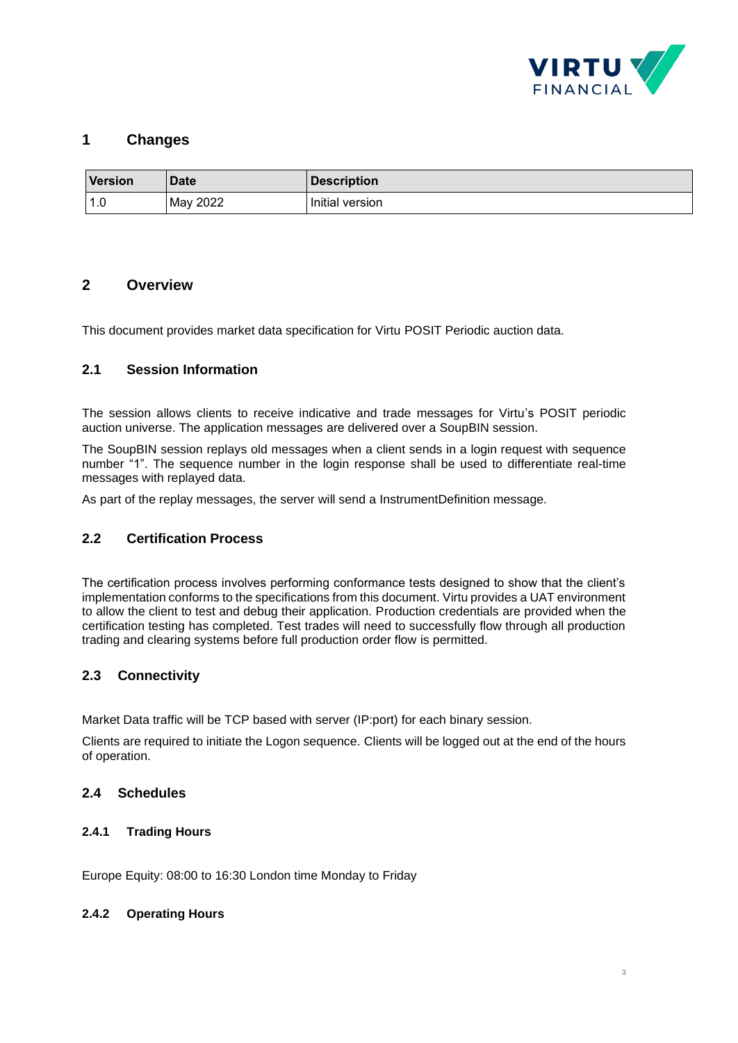# 1 Changes

| Version | Date | Description |
|---|---|---|
| 1.0 | May 2022 | Initial version |

# 2 Overview

This document provides market data specification for Virtu POSIT Periodic auction data.

## 2.1 Session Information

The session allows clients to receive indicative and trade messages for Virtu's POSIT periodic auction universe. The application messages are delivered over a SoupBIN session.

The SoupBIN session replays old messages when a client sends in a login request with sequence number "1". The sequence number in the login response shall be used to differentiate real-time messages with replayed data.

As part of the replay messages, the server will send a InstrumentDefinition message.

## 2.2 Certification Process

The certification process involves performing conformance tests designed to show that the client's implementation conforms to the specifications from this document. Virtu provides a UAT environment to allow the client to test and debug their application. Production credentials are provided when the certification testing has completed. Test trades will need to successfully flow through all production trading and clearing systems before full production order flow is permitted.

## 2.3 Connectivity

Market Data traffic will be TCP based with server (IP:port) for each binary session.

Clients are required to initiate the Logon sequence. Clients will be logged out at the end of the hours of operation.

## 2.4 Schedules

### 2.4.1 Trading Hours

Europe Equity: 08:00 to 16:30 London time Monday to Friday

### 2.4.2 Operating Hours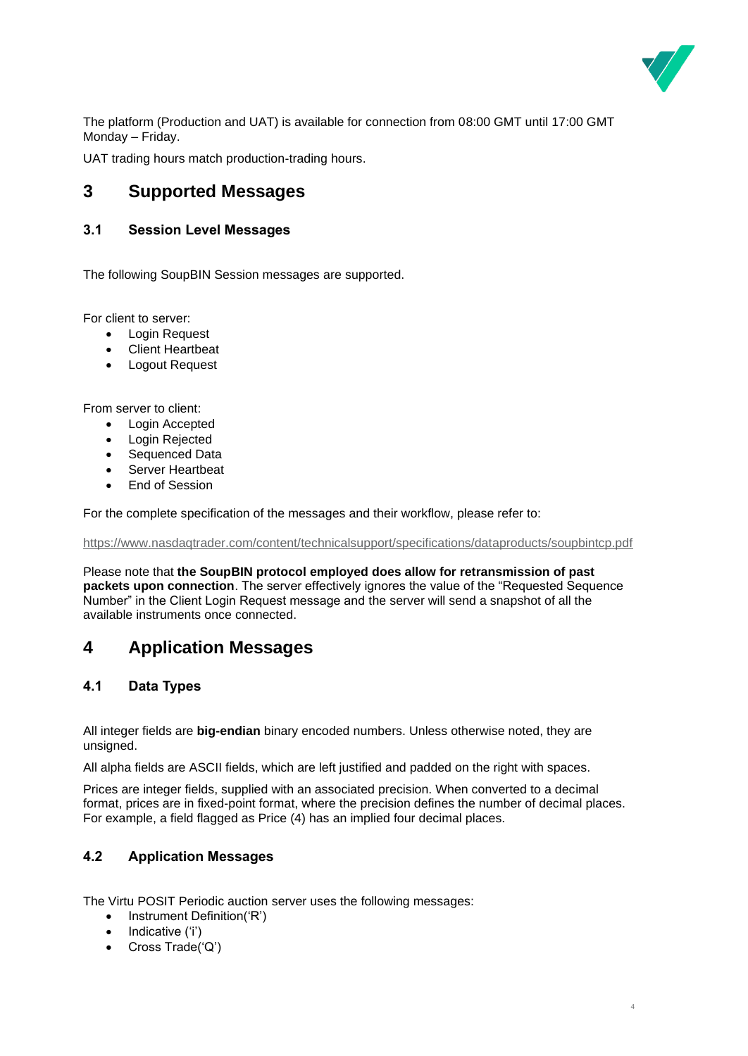The platform (Production and UAT) is available for connection from 08:00 GMT until 17:00 GMT Monday – Friday.

UAT trading hours match production-trading hours.

# 3 Supported Messages

## 3.1 Session Level Messages

The following SoupBIN Session messages are supported.

For client to server:

- Login Request
- Client Heartbeat
- Logout Request

From server to client:

- Login Accepted
- Login Rejected
- Sequenced Data
- Server Heartbeat
- End of Session

For the complete specification of the messages and their workflow, please refer to:

https://www.nasdaqtrader.com/content/technicalsupport/specifications/dataproducts/soupbintcp.pdf

Please note that **the SoupBIN protocol employed does allow for retransmission of past packets upon connection**. The server effectively ignores the value of the “Requested Sequence Number” in the Client Login Request message and the server will send a snapshot of all the available instruments once connected.

# 4 Application Messages

## 4.1 Data Types

All integer fields are **big-endian** binary encoded numbers. Unless otherwise noted, they are unsigned.

All alpha fields are ASCII fields, which are left justified and padded on the right with spaces.

Prices are integer fields, supplied with an associated precision. When converted to a decimal format, prices are in fixed-point format, where the precision defines the number of decimal places. For example, a field flagged as Price (4) has an implied four decimal places.

## 4.2 Application Messages

The Virtu POSIT Periodic auction server uses the following messages:

- Instrument Definition(‘R’)
- Indicative (‘i’)
- Cross Trade(‘Q’)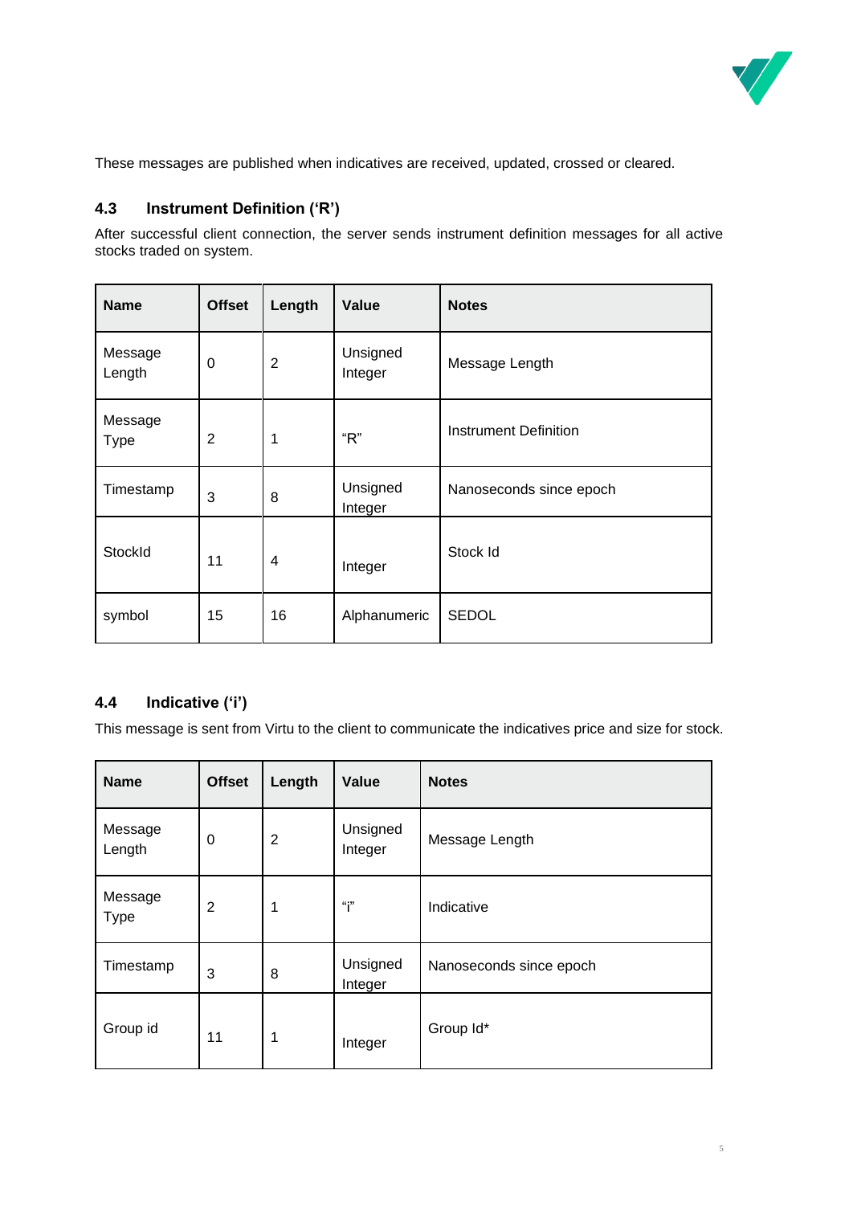These messages are published when indicatives are received, updated, crossed or cleared.

### 4.3 Instrument Definition (‘R’)

After successful client connection, the server sends instrument definition messages for all active stocks traded on system.

| Name | Offset | Length | Value | Notes |
|---|---|---|---|---|
| Message Length | 0 | 2 | Unsigned Integer | Message Length |
| Message Type | 2 | 1 | “R” | Instrument Definition |
| Timestamp | 3 | 8 | Unsigned Integer | Nanoseconds since epoch |
| StockId | 11 | 4 | Integer | Stock Id |
| symbol | 15 | 16 | Alphanumeric | SEDOL |

### 4.4 Indicative (‘i’)

This message is sent from Virtu to the client to communicate the indicatives price and size for stock.

| Name | Offset | Length | Value | Notes |
|---|---|---|---|---|
| Message Length | 0 | 2 | Unsigned Integer | Message Length |
| Message Type | 2 | 1 | “i” | Indicative |
| Timestamp | 3 | 8 | Unsigned Integer | Nanoseconds since epoch |
| Group id | 11 | 1 | Integer | Group Id* |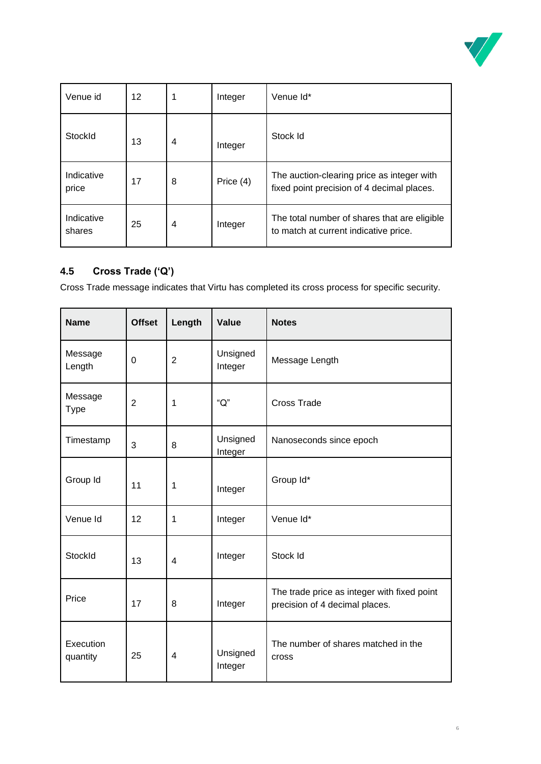| Venue id | 12 | 1 | Integer | Venue Id* |
|---|---|---|---|---|
| StockId | 13 | 4 | Integer | Stock Id |
| Indicative price | 17 | 8 | Price (4) | The auction-clearing price as integer with fixed point precision of 4 decimal places. |
| Indicative shares | 25 | 4 | Integer | The total number of shares that are eligible to match at current indicative price. |

### 4.5 Cross Trade (‘Q’)

Cross Trade message indicates that Virtu has completed its cross process for specific security.

| Name | Offset | Length | Value | Notes |
|---|---|---|---|---|
| Message Length | 0 | 2 | Unsigned Integer | Message Length |
| Message Type | 2 | 1 | “Q” | Cross Trade |
| Timestamp | 3 | 8 | Unsigned Integer | Nanoseconds since epoch |
| Group Id | 11 | 1 | Integer | Group Id* |
| Venue Id | 12 | 1 | Integer | Venue Id* |
| StockId | 13 | 4 | Integer | Stock Id |
| Price | 17 | 8 | Integer | The trade price as integer with fixed point precision of 4 decimal places. |
| Execution quantity | 25 | 4 | Unsigned Integer | The number of shares matched in the cross |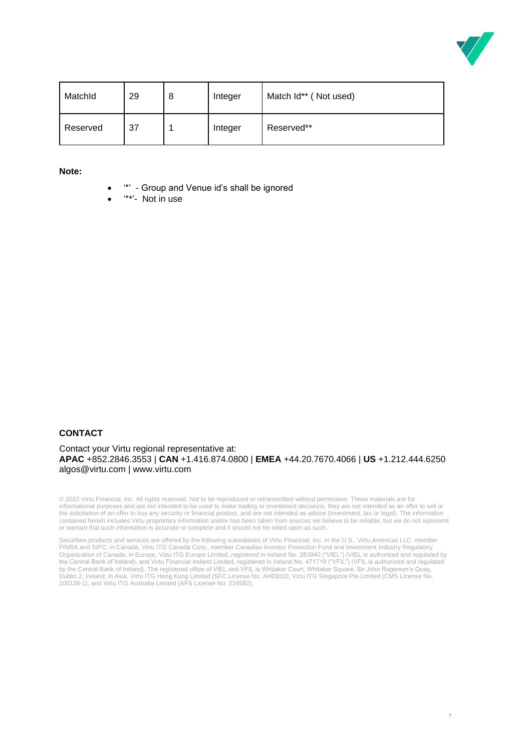| | | | | |
|---|---|---|---|---|
| MatchId | 29 | 8 | Integer | Match Id** ( Not used) |
| Reserved | 37 | 1 | Integer | Reserved** |

**Note:**

- '*' - Group and Venue id's shall be ignored
- '**'- Not in use

**CONTACT**

Contact your Virtu regional representative at:
**APAC** +852.2846.3553 | **CAN** +1.416.874.0800 | **EMEA** +44.20.7670.4066 | **US** +1.212.444.6250
algos@virtu.com | www.virtu.com

© 2022 Virtu Financial, Inc. All rights reserved. Not to be reproduced or retransmitted without permission. These materials are for informational purposes and are not intended to be used to make trading or investment decisions, they are not intended as an offer to sell or the solicitation of an offer to buy any security or financial product, and are not intended as advice (investment, tax or legal). The information contained herein includes Virtu proprietary information and/or has been taken from sources we believe to be reliable, but we do not represent or warrant that such information is accurate or complete and it should not be relied upon as such.

Securities products and services are offered by the following subsidiaries of Virtu Financial, Inc. In the U.S., Virtu Americas LLC, member FINRA and SIPC; in Canada, Virtu ITG Canada Corp., member Canadian Investor Protection Fund and Investment Industry Regulatory Organization of Canada; in Europe, Virtu ITG Europe Limited, registered in Ireland No. 283940 ("VIEL") (VIEL is authorized and regulated by the Central Bank of Ireland), and Virtu Financial Ireland Limited, registered in Ireland No. 471719 ("VFIL") (VFIL is authorized and regulated by the Central Bank of Ireland). The registered office of VIEL and VFIL is Whitaker Court, Whitaker Square, Sir John Rogerson's Quay, Dublin 2, Ireland; in Asia, Virtu ITG Hong Kong Limited (SFC License No. AHD810), Virtu ITG Singapore Pte Limited (CMS License No. 100138-1), and Virtu ITG Australia Limited (AFS License No. 219582).